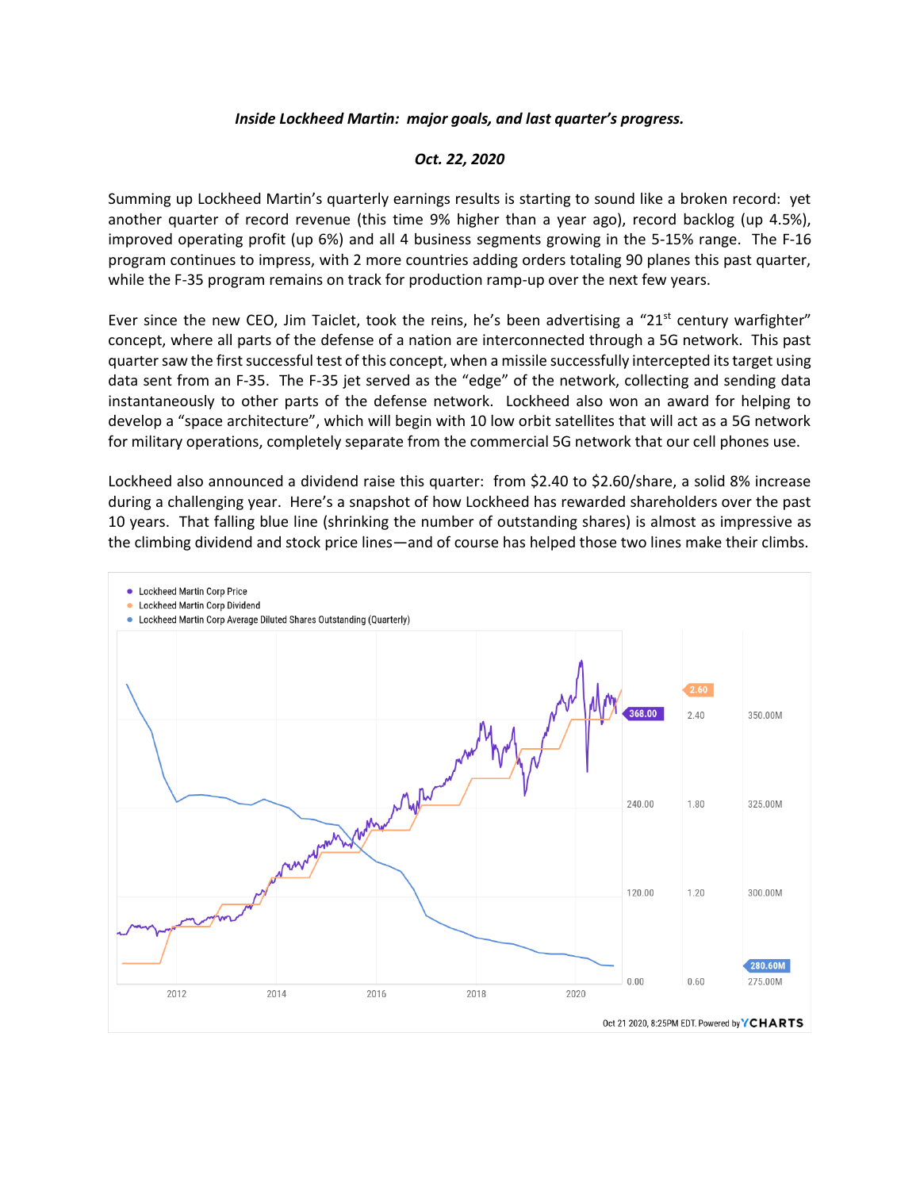***Inside Lockheed Martin: major goals, and last quarter's progress.***

***Oct. 22, 2020***

Summing up Lockheed Martin's quarterly earnings results is starting to sound like a broken record: yet another quarter of record revenue (this time 9% higher than a year ago), record backlog (up 4.5%), improved operating profit (up 6%) and all 4 business segments growing in the 5-15% range. The F-16 program continues to impress, with 2 more countries adding orders totaling 90 planes this past quarter, while the F-35 program remains on track for production ramp-up over the next few years.

Ever since the new CEO, Jim Taiclet, took the reins, he's been advertising a "21st century warfighter" concept, where all parts of the defense of a nation are interconnected through a 5G network. This past quarter saw the first successful test of this concept, when a missile successfully intercepted its target using data sent from an F-35. The F-35 jet served as the "edge" of the network, collecting and sending data instantaneously to other parts of the defense network. Lockheed also won an award for helping to develop a "space architecture", which will begin with 10 low orbit satellites that will act as a 5G network for military operations, completely separate from the commercial 5G network that our cell phones use.

Lockheed also announced a dividend raise this quarter: from $2.40 to $2.60/share, a solid 8% increase during a challenging year. Here's a snapshot of how Lockheed has rewarded shareholders over the past 10 years. That falling blue line (shrinking the number of outstanding shares) is almost as impressive as the climbing dividend and stock price lines—and of course has helped those two lines make their climbs.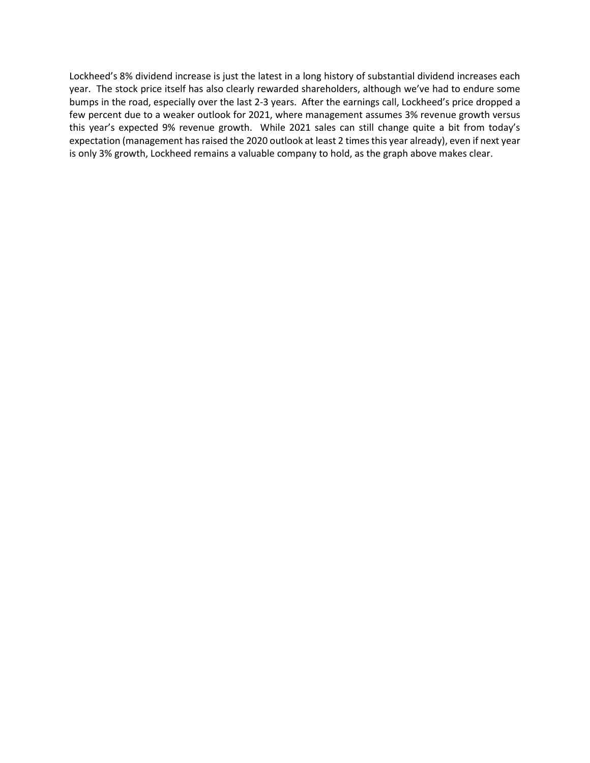Lockheed's 8% dividend increase is just the latest in a long history of substantial dividend increases each year. The stock price itself has also clearly rewarded shareholders, although we've had to endure some bumps in the road, especially over the last 2-3 years. After the earnings call, Lockheed's price dropped a few percent due to a weaker outlook for 2021, where management assumes 3% revenue growth versus this year's expected 9% revenue growth. While 2021 sales can still change quite a bit from today's expectation (management has raised the 2020 outlook at least 2 times this year already), even if next year is only 3% growth, Lockheed remains a valuable company to hold, as the graph above makes clear.